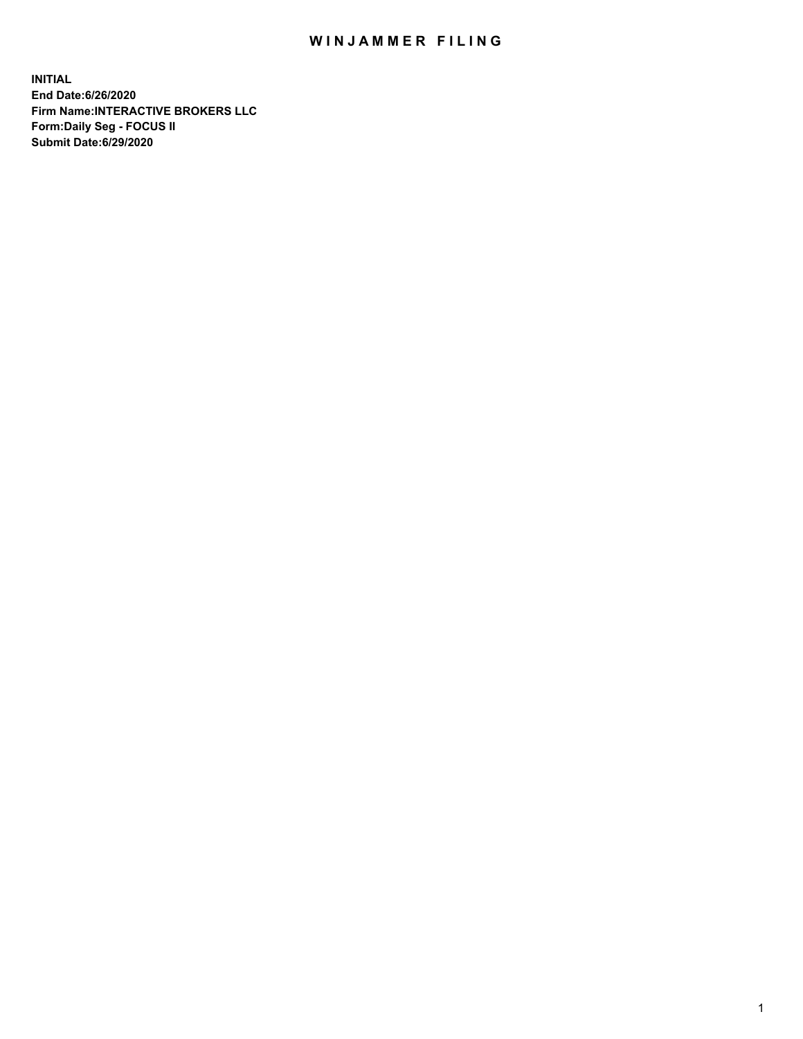# WINJAMMER FILING

**INITIAL**
**End Date:6/26/2020**
**Firm Name:INTERACTIVE BROKERS LLC**
**Form:Daily Seg - FOCUS II**
**Submit Date:6/29/2020**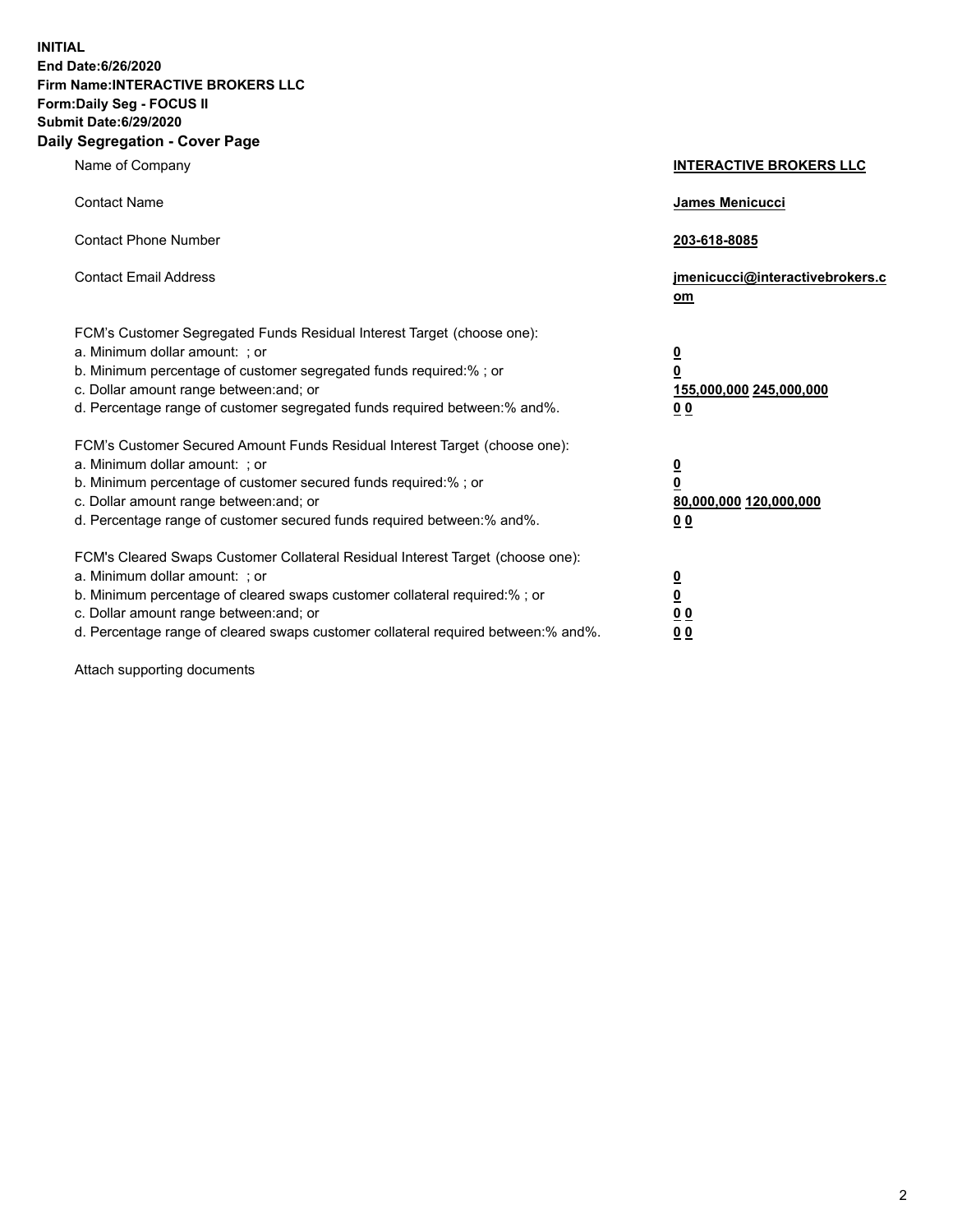**INITIAL**
**End Date:6/26/2020**
**Firm Name:INTERACTIVE BROKERS LLC**
**Form:Daily Seg - FOCUS II**
**Submit Date:6/29/2020**

## Daily Segregation - Cover Page

| | |
|---|---|
| Name of Company | **INTERACTIVE BROKERS LLC** |
| Contact Name | **James Menicucci** |
| Contact Phone Number | **203-618-8085** |
| Contact Email Address | **jmenicucci@interactivebrokers.com** |

FCM's Customer Segregated Funds Residual Interest Target (choose one):

| | |
|---|---|
| a. Minimum dollar amount: ; or | **0** |
| b. Minimum percentage of customer segregated funds required:% ; or | **0** |
| c. Dollar amount range between:and; or | **155,000,000 245,000,000** |
| d. Percentage range of customer segregated funds required between:% and%. | **0 0** |

FCM's Customer Secured Amount Funds Residual Interest Target (choose one):

| | |
|---|---|
| a. Minimum dollar amount: ; or | **0** |
| b. Minimum percentage of customer secured funds required:% ; or | **0** |
| c. Dollar amount range between:and; or | **80,000,000 120,000,000** |
| d. Percentage range of customer secured funds required between:% and%. | **0 0** |

FCM's Cleared Swaps Customer Collateral Residual Interest Target (choose one):

| | |
|---|---|
| a. Minimum dollar amount: ; or | **0** |
| b. Minimum percentage of cleared swaps customer collateral required:% ; or | **0** |
| c. Dollar amount range between:and; or | **0 0** |
| d. Percentage range of cleared swaps customer collateral required between:% and%. | **0 0** |

Attach supporting documents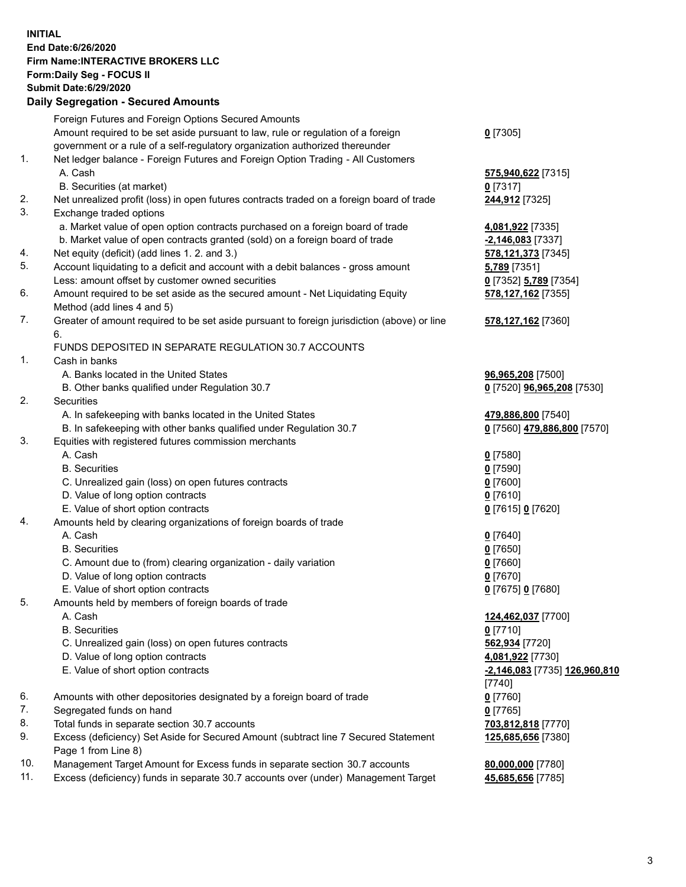**INITIAL**
**End Date:6/26/2020**
**Firm Name:INTERACTIVE BROKERS LLC**
**Form:Daily Seg - FOCUS II**
**Submit Date:6/29/2020**

## Daily Segregation - Secured Amounts

| | | |
|---|---|---|
| | Foreign Futures and Foreign Options Secured Amounts | |
| | Amount required to be set aside pursuant to law, rule or regulation of a foreign government or a rule of a self-regulatory organization authorized thereunder | **0** [7305] |
| 1. | Net ledger balance - Foreign Futures and Foreign Option Trading - All Customers | |
| | A. Cash | **575,940,622** [7315] |
| | B. Securities (at market) | **0** [7317] |
| 2. | Net unrealized profit (loss) in open futures contracts traded on a foreign board of trade | **244,912** [7325] |
| 3. | Exchange traded options | |
| | a. Market value of open option contracts purchased on a foreign board of trade | **4,081,922** [7335] |
| | b. Market value of open contracts granted (sold) on a foreign board of trade | **-2,146,083** [7337] |
| 4. | Net equity (deficit) (add lines 1. 2. and 3.) | **578,121,373** [7345] |
| 5. | Account liquidating to a deficit and account with a debit balances - gross amount | **5,789** [7351] |
| | Less: amount offset by customer owned securities | **0** [7352] **5,789** [7354] |
| 6. | Amount required to be set aside as the secured amount - Net Liquidating Equity Method (add lines 4 and 5) | **578,127,162** [7355] |
| 7. | Greater of amount required to be set aside pursuant to foreign jurisdiction (above) or line 6. | **578,127,162** [7360] |
| | FUNDS DEPOSITED IN SEPARATE REGULATION 30.7 ACCOUNTS | |
| 1. | Cash in banks | |
| | A. Banks located in the United States | **96,965,208** [7500] |
| | B. Other banks qualified under Regulation 30.7 | **0** [7520] **96,965,208** [7530] |
| 2. | Securities | |
| | A. In safekeeping with banks located in the United States | **479,886,800** [7540] |
| | B. In safekeeping with other banks qualified under Regulation 30.7 | **0** [7560] **479,886,800** [7570] |
| 3. | Equities with registered futures commission merchants | |
| | A. Cash | **0** [7580] |
| | B. Securities | **0** [7590] |
| | C. Unrealized gain (loss) on open futures contracts | **0** [7600] |
| | D. Value of long option contracts | **0** [7610] |
| | E. Value of short option contracts | **0** [7615] **0** [7620] |
| 4. | Amounts held by clearing organizations of foreign boards of trade | |
| | A. Cash | **0** [7640] |
| | B. Securities | **0** [7650] |
| | C. Amount due to (from) clearing organization - daily variation | **0** [7660] |
| | D. Value of long option contracts | **0** [7670] |
| | E. Value of short option contracts | **0** [7675] **0** [7680] |
| 5. | Amounts held by members of foreign boards of trade | |
| | A. Cash | **124,462,037** [7700] |
| | B. Securities | **0** [7710] |
| | C. Unrealized gain (loss) on open futures contracts | **562,934** [7720] |
| | D. Value of long option contracts | **4,081,922** [7730] |
| | E. Value of short option contracts | **-2,146,083** [7735] **126,960,810** [7740] |
| 6. | Amounts with other depositories designated by a foreign board of trade | **0** [7760] |
| 7. | Segregated funds on hand | **0** [7765] |
| 8. | Total funds in separate section 30.7 accounts | **703,812,818** [7770] |
| 9. | Excess (deficiency) Set Aside for Secured Amount (subtract line 7 Secured Statement Page 1 from Line 8) | **125,685,656** [7380] |
| 10. | Management Target Amount for Excess funds in separate section 30.7 accounts | **80,000,000** [7780] |
| 11. | Excess (deficiency) funds in separate 30.7 accounts over (under) Management Target | **45,685,656** [7785] |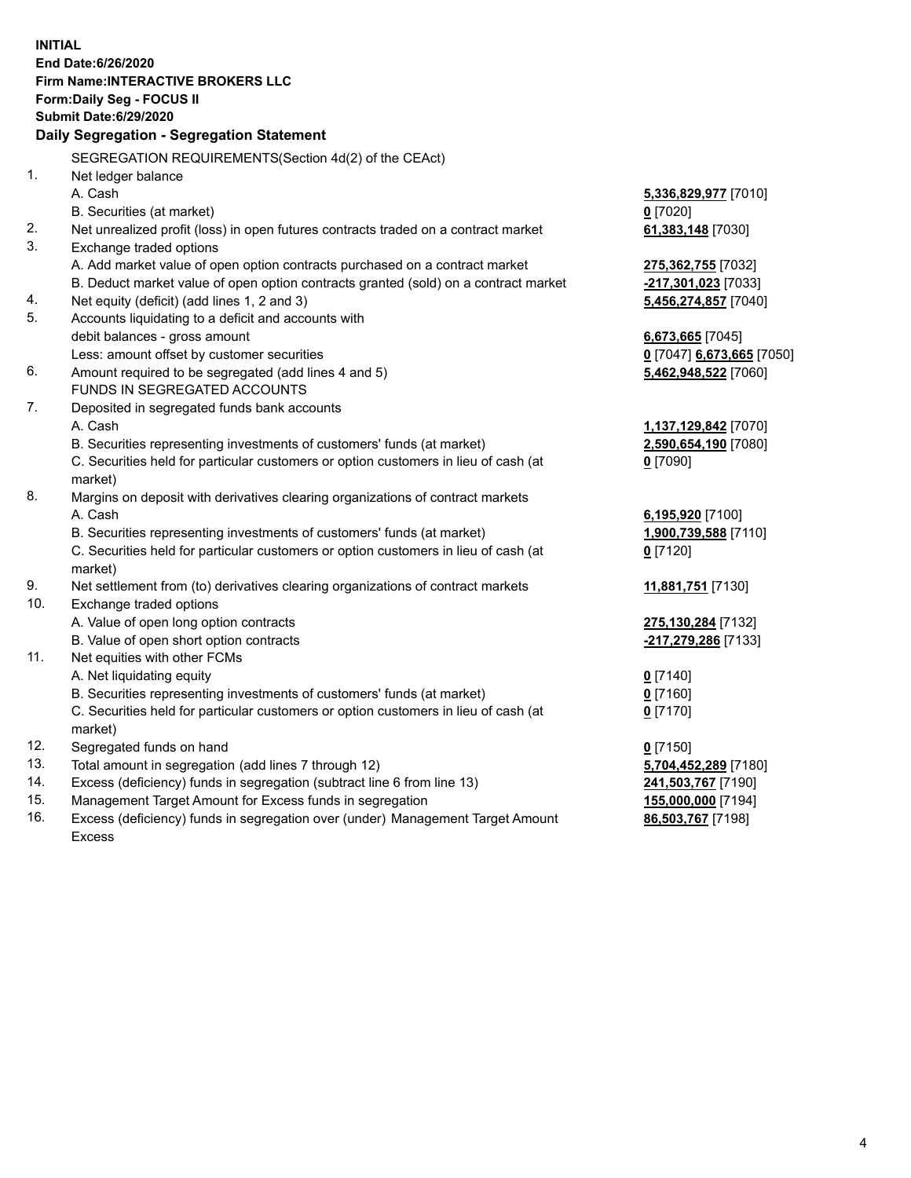**INITIAL**
**End Date:6/26/2020**
**Firm Name:INTERACTIVE BROKERS LLC**
**Form:Daily Seg - FOCUS II**
**Submit Date:6/29/2020**

**Daily Segregation - Segregation Statement**

SEGREGATION REQUIREMENTS(Section 4d(2) of the CEAct)

| | | |
|---|---|---|
| 1. | Net ledger balance | |
| | A. Cash | **5,336,829,977** [7010] |
| | B. Securities (at market) | **0** [7020] |
| 2. | Net unrealized profit (loss) in open futures contracts traded on a contract market | **61,383,148** [7030] |
| 3. | Exchange traded options | |
| | A. Add market value of open option contracts purchased on a contract market | **275,362,755** [7032] |
| | B. Deduct market value of open option contracts granted (sold) on a contract market | **-217,301,023** [7033] |
| 4. | Net equity (deficit) (add lines 1, 2 and 3) | **5,456,274,857** [7040] |
| 5. | Accounts liquidating to a deficit and accounts with debit balances - gross amount | **6,673,665** [7045] |
| | Less: amount offset by customer securities | **0** [7047] **6,673,665** [7050] |
| 6. | Amount required to be segregated (add lines 4 and 5) | **5,462,948,522** [7060] |
| | FUNDS IN SEGREGATED ACCOUNTS | |
| 7. | Deposited in segregated funds bank accounts | |
| | A. Cash | **1,137,129,842** [7070] |
| | B. Securities representing investments of customers' funds (at market) | **2,590,654,190** [7080] |
| | C. Securities held for particular customers or option customers in lieu of cash (at market) | **0** [7090] |
| 8. | Margins on deposit with derivatives clearing organizations of contract markets | |
| | A. Cash | **6,195,920** [7100] |
| | B. Securities representing investments of customers' funds (at market) | **1,900,739,588** [7110] |
| | C. Securities held for particular customers or option customers in lieu of cash (at market) | **0** [7120] |
| 9. | Net settlement from (to) derivatives clearing organizations of contract markets | **11,881,751** [7130] |
| 10. | Exchange traded options | |
| | A. Value of open long option contracts | **275,130,284** [7132] |
| | B. Value of open short option contracts | **-217,279,286** [7133] |
| 11. | Net equities with other FCMs | |
| | A. Net liquidating equity | **0** [7140] |
| | B. Securities representing investments of customers' funds (at market) | **0** [7160] |
| | C. Securities held for particular customers or option customers in lieu of cash (at market) | **0** [7170] |
| 12. | Segregated funds on hand | **0** [7150] |
| 13. | Total amount in segregation (add lines 7 through 12) | **5,704,452,289** [7180] |
| 14. | Excess (deficiency) funds in segregation (subtract line 6 from line 13) | **241,503,767** [7190] |
| 15. | Management Target Amount for Excess funds in segregation | **155,000,000** [7194] |
| 16. | Excess (deficiency) funds in segregation over (under) Management Target Amount Excess | **86,503,767** [7198] |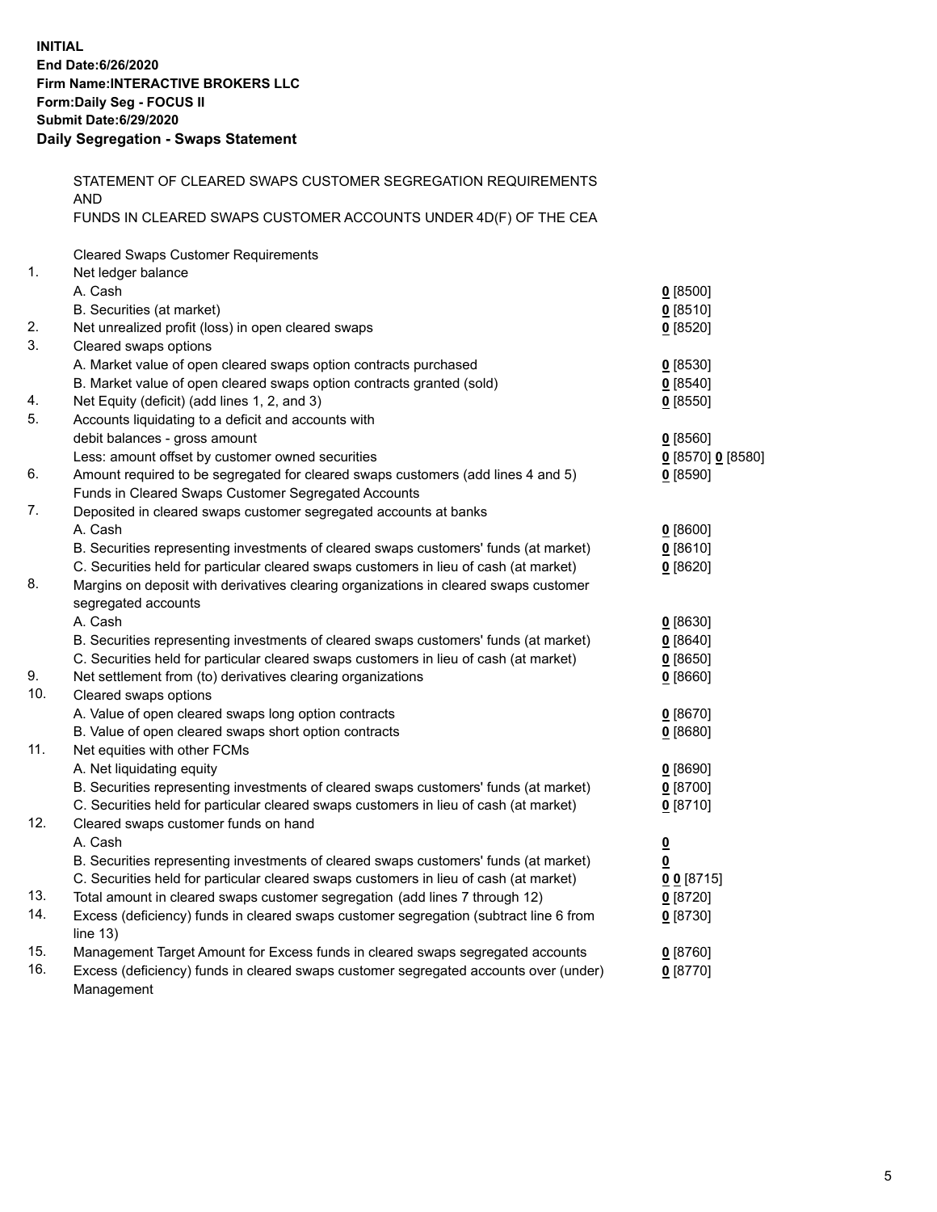**INITIAL**
**End Date:6/26/2020**
**Firm Name:INTERACTIVE BROKERS LLC**
**Form:Daily Seg - FOCUS II**
**Submit Date:6/29/2020**
**Daily Segregation - Swaps Statement**

STATEMENT OF CLEARED SWAPS CUSTOMER SEGREGATION REQUIREMENTS AND FUNDS IN CLEARED SWAPS CUSTOMER ACCOUNTS UNDER 4D(F) OF THE CEA

| | | |
|---|---|---|
| | Cleared Swaps Customer Requirements | |
| 1. | Net ledger balance | |
| | A. Cash | 0 [8500] |
| | B. Securities (at market) | 0 [8510] |
| 2. | Net unrealized profit (loss) in open cleared swaps | 0 [8520] |
| 3. | Cleared swaps options | |
| | A. Market value of open cleared swaps option contracts purchased | 0 [8530] |
| | B. Market value of open cleared swaps option contracts granted (sold) | 0 [8540] |
| 4. | Net Equity (deficit) (add lines 1, 2, and 3) | 0 [8550] |
| 5. | Accounts liquidating to a deficit and accounts with | |
| | debit balances - gross amount | 0 [8560] |
| | Less: amount offset by customer owned securities | 0 [8570] 0 [8580] |
| 6. | Amount required to be segregated for cleared swaps customers (add lines 4 and 5) | 0 [8590] |
| | Funds in Cleared Swaps Customer Segregated Accounts | |
| 7. | Deposited in cleared swaps customer segregated accounts at banks | |
| | A. Cash | 0 [8600] |
| | B. Securities representing investments of cleared swaps customers' funds (at market) | 0 [8610] |
| | C. Securities held for particular cleared swaps customers in lieu of cash (at market) | 0 [8620] |
| 8. | Margins on deposit with derivatives clearing organizations in cleared swaps customer segregated accounts | |
| | A. Cash | 0 [8630] |
| | B. Securities representing investments of cleared swaps customers' funds (at market) | 0 [8640] |
| | C. Securities held for particular cleared swaps customers in lieu of cash (at market) | 0 [8650] |
| 9. | Net settlement from (to) derivatives clearing organizations | 0 [8660] |
| 10. | Cleared swaps options | |
| | A. Value of open cleared swaps long option contracts | 0 [8670] |
| | B. Value of open cleared swaps short option contracts | 0 [8680] |
| 11. | Net equities with other FCMs | |
| | A. Net liquidating equity | 0 [8690] |
| | B. Securities representing investments of cleared swaps customers' funds (at market) | 0 [8700] |
| | C. Securities held for particular cleared swaps customers in lieu of cash (at market) | 0 [8710] |
| 12. | Cleared swaps customer funds on hand | |
| | A. Cash | 0 |
| | B. Securities representing investments of cleared swaps customers' funds (at market) | 0 |
| | C. Securities held for particular cleared swaps customers in lieu of cash (at market) | 0 0 [8715] |
| 13. | Total amount in cleared swaps customer segregation (add lines 7 through 12) | 0 [8720] |
| 14. | Excess (deficiency) funds in cleared swaps customer segregation (subtract line 6 from line 13) | 0 [8730] |
| 15. | Management Target Amount for Excess funds in cleared swaps segregated accounts | 0 [8760] |
| 16. | Excess (deficiency) funds in cleared swaps customer segregated accounts over (under) Management | 0 [8770] |